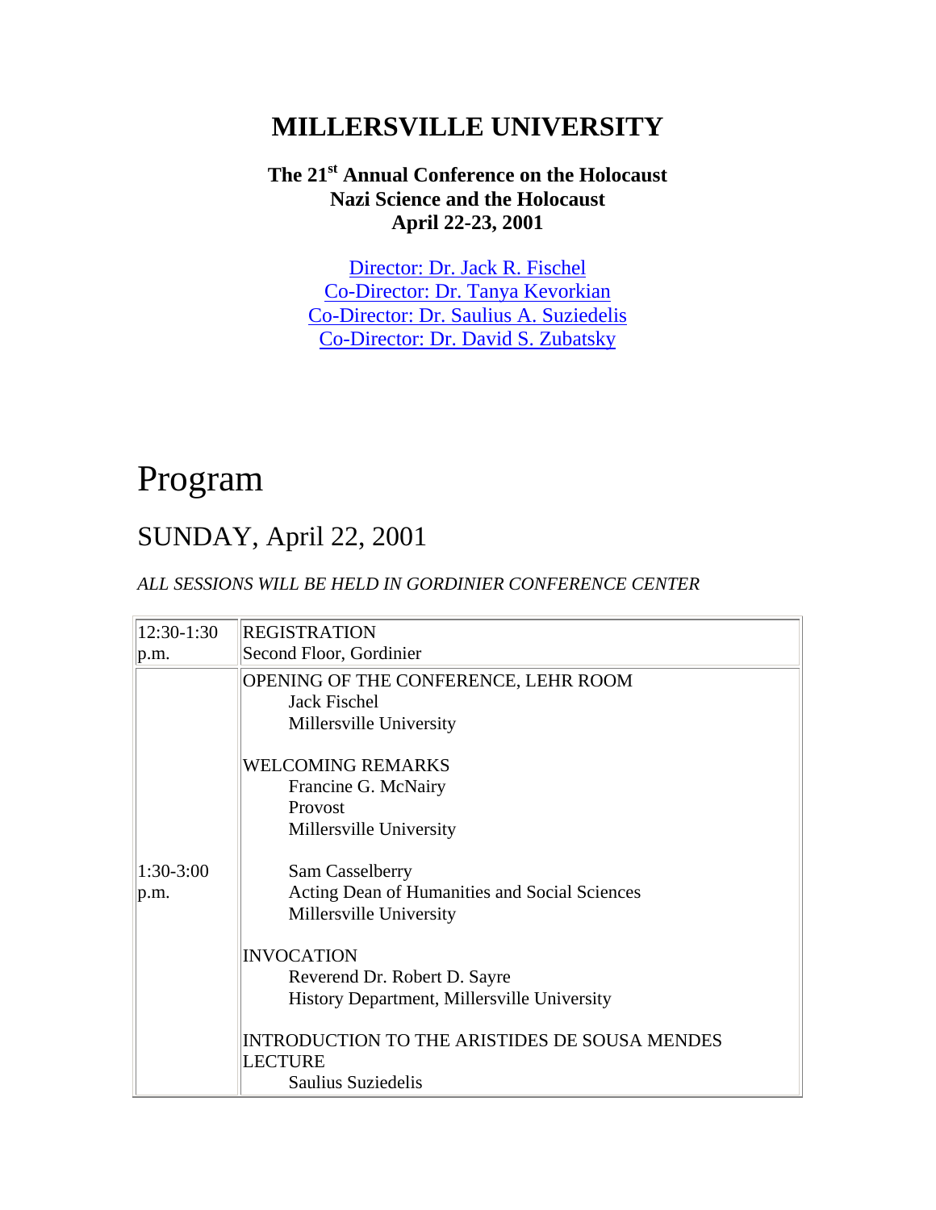# MILLERSVILLE UNIVERSITY

### The 21st Annual Conference on the Holocaust
### Nazi Science and the Holocaust
### April 22-23, 2001

[Director: Dr. Jack R. Fischel](#)
[Co-Director: Dr. Tanya Kevorkian](#)
[Co-Director: Dr. Saulius A. Suziedelis](#)
[Co-Director: Dr. David S. Zubatsky](#)

# Program

## SUNDAY, April 22, 2001

*ALL SESSIONS WILL BE HELD IN GORDINIER CONFERENCE CENTER*

| | |
|---|---|
| 12:30-1:30 p.m. | REGISTRATION<br>Second Floor, Gordinier |
| 1:30-3:00 p.m. | OPENING OF THE CONFERENCE, LEHR ROOM<br>Jack Fischel<br>Millersville University<br><br>WELCOMING REMARKS<br>Francine G. McNairy<br>Provost<br>Millersville University<br><br>Sam Casselberry<br>Acting Dean of Humanities and Social Sciences<br>Millersville University<br><br>INVOCATION<br>Reverend Dr. Robert D. Sayre<br>History Department, Millersville University<br><br>INTRODUCTION TO THE ARISTIDES DE SOUSA MENDES LECTURE<br>Saulius Suziedelis |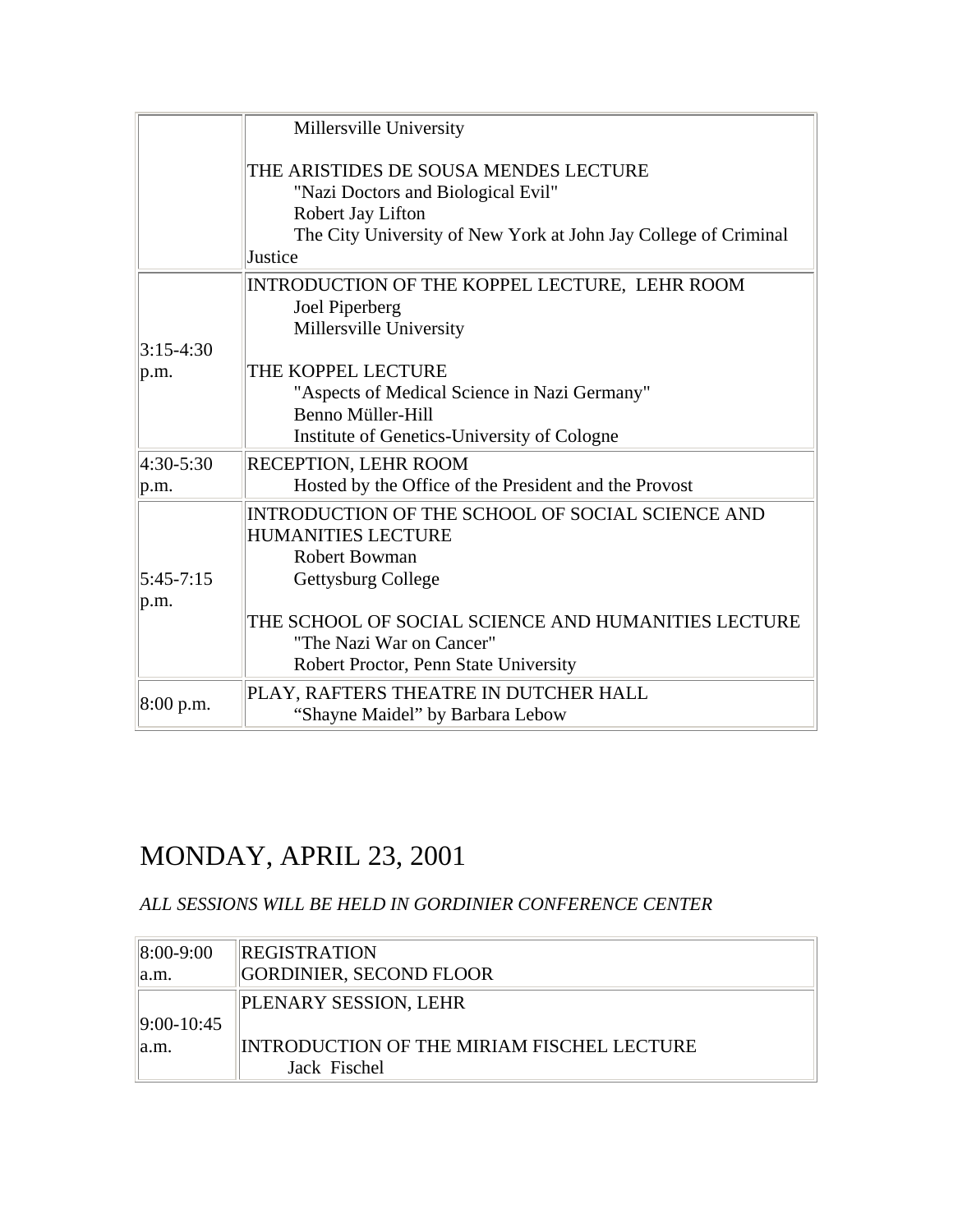| | |
|---|---|
| | Millersville University<br><br>THE ARISTIDES DE SOUSA MENDES LECTURE<br>"Nazi Doctors and Biological Evil"<br>Robert Jay Lifton<br>The City University of New York at John Jay College of Criminal Justice |
| 3:15-4:30 p.m. | INTRODUCTION OF THE KOPPEL LECTURE, LEHR ROOM<br>Joel Piperberg<br>Millersville University<br><br>THE KOPPEL LECTURE<br>"Aspects of Medical Science in Nazi Germany"<br>Benno Müller-Hill<br>Institute of Genetics-University of Cologne |
| 4:30-5:30 p.m. | RECEPTION, LEHR ROOM<br>Hosted by the Office of the President and the Provost |
| 5:45-7:15 p.m. | INTRODUCTION OF THE SCHOOL OF SOCIAL SCIENCE AND HUMANITIES LECTURE<br>Robert Bowman<br>Gettysburg College<br><br>THE SCHOOL OF SOCIAL SCIENCE AND HUMANITIES LECTURE<br>"The Nazi War on Cancer"<br>Robert Proctor, Penn State University |
| 8:00 p.m. | PLAY, RAFTERS THEATRE IN DUTCHER HALL<br>"Shayne Maidel" by Barbara Lebow |

# MONDAY, APRIL 23, 2001

*ALL SESSIONS WILL BE HELD IN GORDINIER CONFERENCE CENTER*

| | |
|---|---|
| 8:00-9:00 a.m. | REGISTRATION<br>GORDINIER, SECOND FLOOR |
| 9:00-10:45 a.m. | PLENARY SESSION, LEHR<br><br>INTRODUCTION OF THE MIRIAM FISCHEL LECTURE<br>Jack Fischel |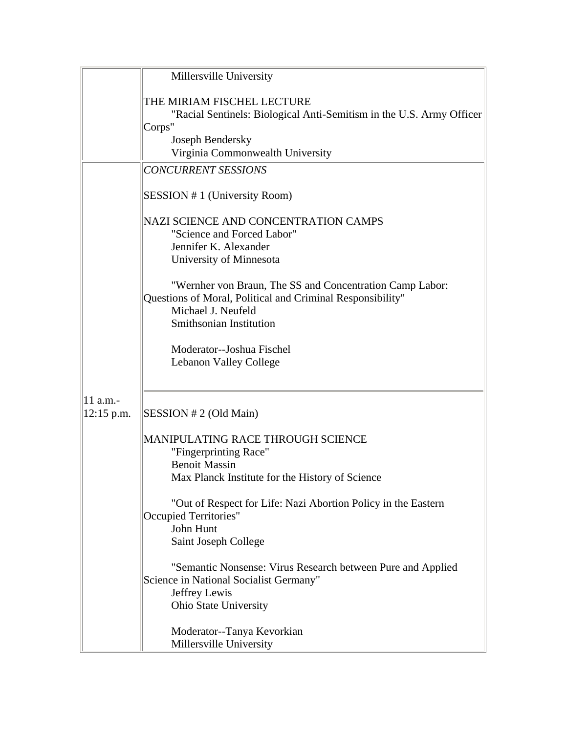| | |
|---|---|
| | Millersville University<br><br>THE MIRIAM FISCHEL LECTURE<br>"Racial Sentinels: Biological Anti-Semitism in the U.S. Army Officer Corps"<br>Joseph Bendersky<br>Virginia Commonwealth University |
| 11 a.m.-<br>12:15 p.m. | *CONCURRENT SESSIONS*<br><br>SESSION # 1 (University Room)<br><br>NAZI SCIENCE AND CONCENTRATION CAMPS<br>"Science and Forced Labor"<br>Jennifer K. Alexander<br>University of Minnesota<br><br>"Wernher von Braun, The SS and Concentration Camp Labor: Questions of Moral, Political and Criminal Responsibility"<br>Michael J. Neufeld<br>Smithsonian Institution<br><br>Moderator--Joshua Fischel<br>Lebanon Valley College<br><br>---<br><br>SESSION # 2 (Old Main)<br><br>MANIPULATING RACE THROUGH SCIENCE<br>"Fingerprinting Race"<br>Benoit Massin<br>Max Planck Institute for the History of Science<br><br>"Out of Respect for Life: Nazi Abortion Policy in the Eastern Occupied Territories"<br>John Hunt<br>Saint Joseph College<br><br>"Semantic Nonsense: Virus Research between Pure and Applied Science in National Socialist Germany"<br>Jeffrey Lewis<br>Ohio State University<br><br>Moderator--Tanya Kevorkian<br>Millersville University |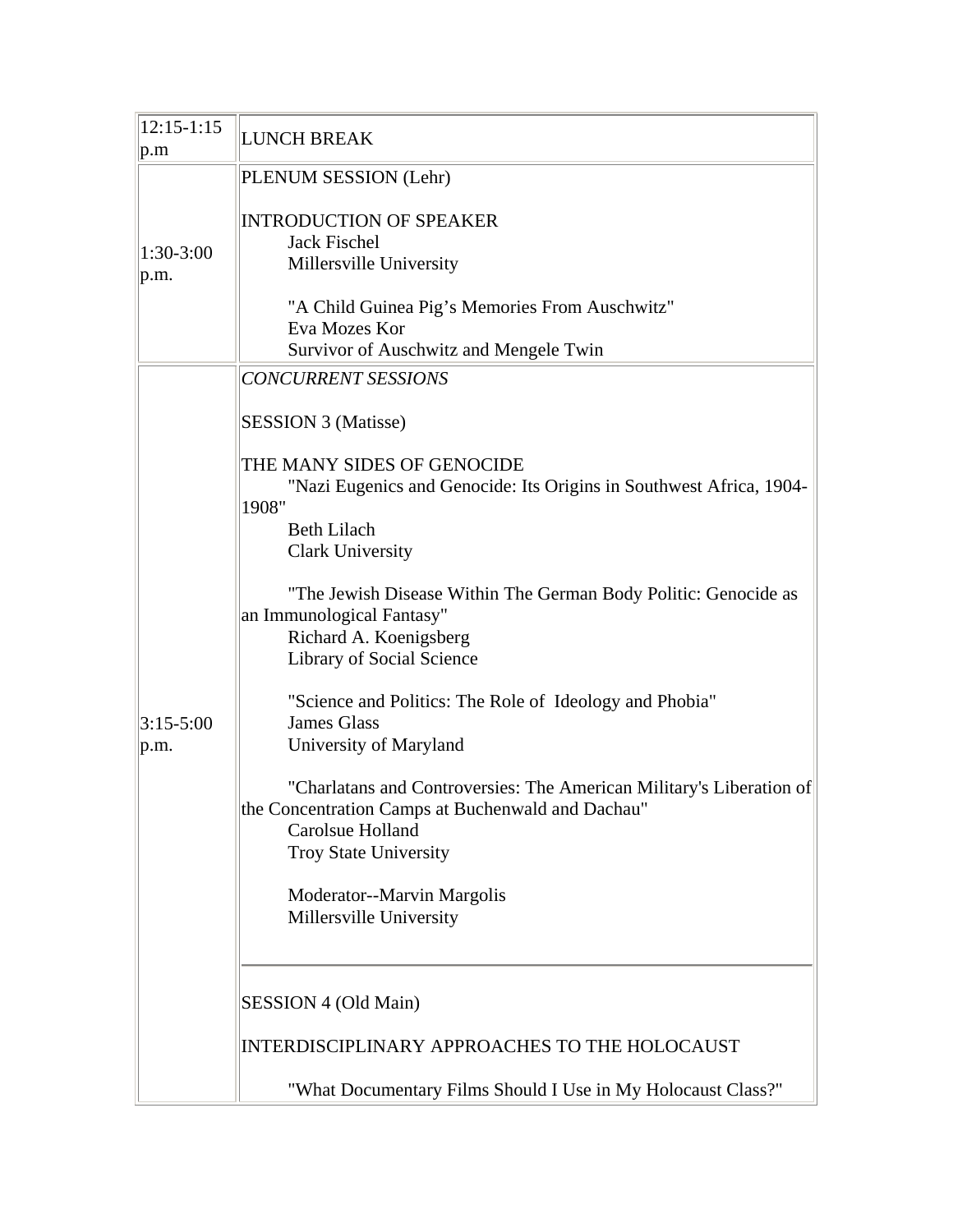| | |
|---|---|
| 12:15-1:15 p.m | LUNCH BREAK |
| 1:30-3:00 p.m. | PLENUM SESSION (Lehr)<br><br>INTRODUCTION OF SPEAKER<br>Jack Fischel<br>Millersville University<br><br>"A Child Guinea Pig's Memories From Auschwitz"<br>Eva Mozes Kor<br>Survivor of Auschwitz and Mengele Twin |
| 3:15-5:00 p.m. | *CONCURRENT SESSIONS*<br><br>SESSION 3 (Matisse)<br><br>THE MANY SIDES OF GENOCIDE<br>"Nazi Eugenics and Genocide: Its Origins in Southwest Africa, 1904-1908"<br>Beth Lilach<br>Clark University<br><br>"The Jewish Disease Within The German Body Politic: Genocide as an Immunological Fantasy"<br>Richard A. Koenigsberg<br>Library of Social Science<br><br>"Science and Politics: The Role of Ideology and Phobia"<br>James Glass<br>University of Maryland<br><br>"Charlatans and Controversies: The American Military's Liberation of the Concentration Camps at Buchenwald and Dachau"<br>Carolsue Holland<br>Troy State University<br><br>Moderator--Marvin Margolis<br>Millersville University<br><br>---<br><br>SESSION 4 (Old Main)<br><br>INTERDISCIPLINARY APPROACHES TO THE HOLOCAUST<br><br>"What Documentary Films Should I Use in My Holocaust Class?" |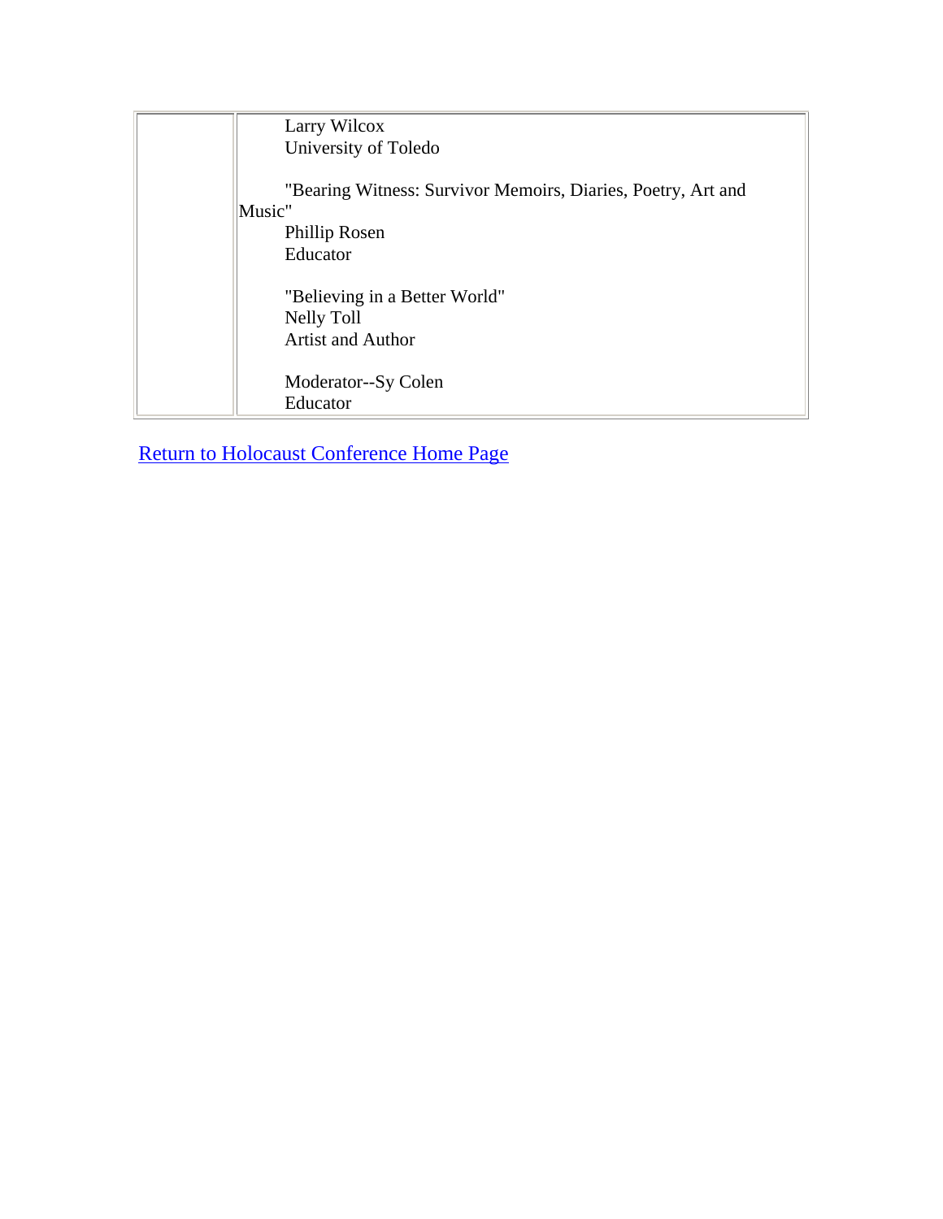| | |
|---|---|
| | Larry Wilcox<br>University of Toledo<br><br>"Bearing Witness: Survivor Memoirs, Diaries, Poetry, Art and Music"<br>Phillip Rosen<br>Educator<br><br>"Believing in a Better World"<br>Nelly Toll<br>Artist and Author<br><br>Moderator--Sy Colen<br>Educator |

Return to Holocaust Conference Home Page